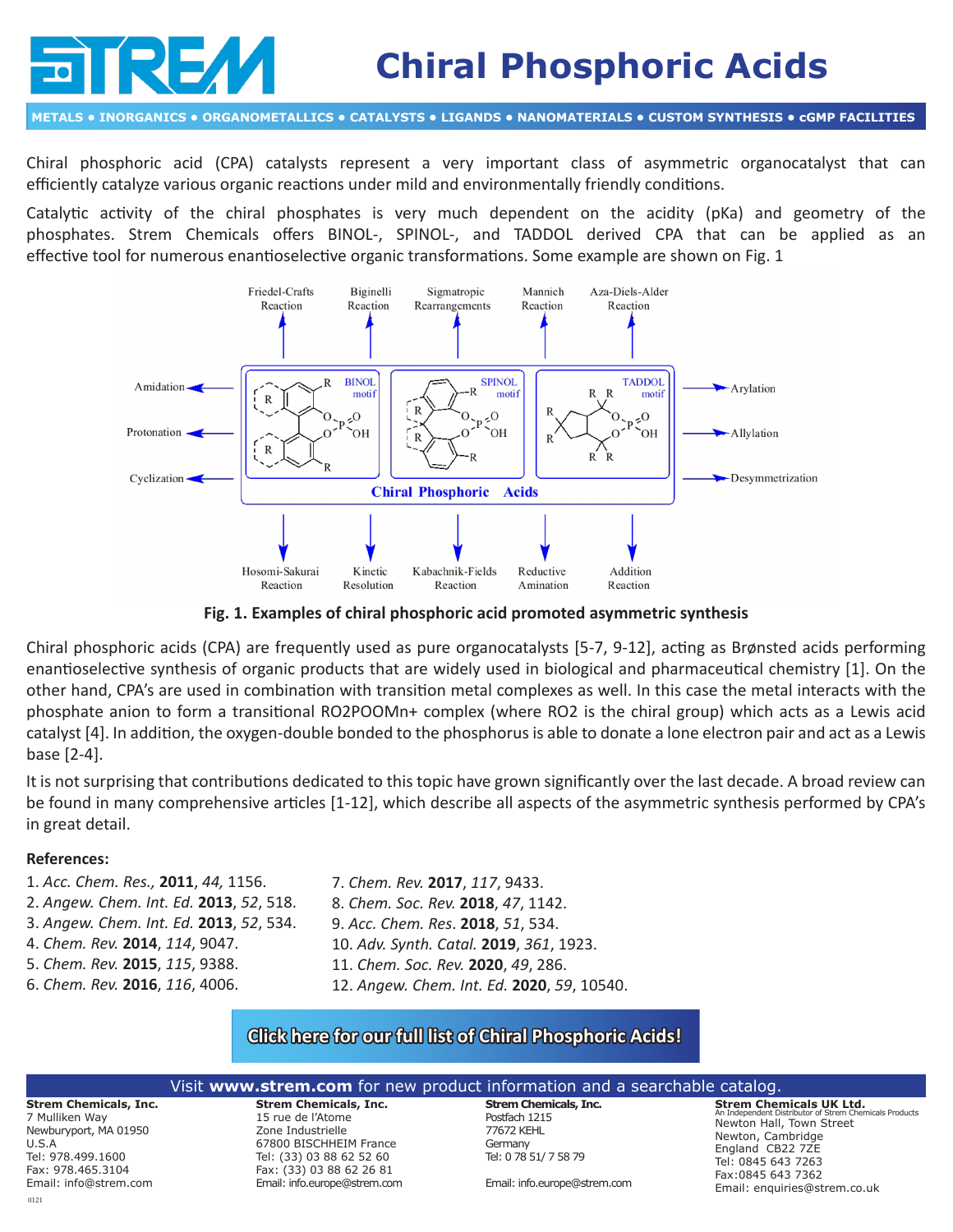# Chiral Phosphoric Acids

**METALS • INORGANICS • ORGANOMETALLICS • CATALYSTS • LIGANDS • NANOMATERIALS • CUSTOM SYNTHESIS • cGMP FACILITIES**

Chiral phosphoric acid (CPA) catalysts represent a very important class of asymmetric organocatalyst that can efficiently catalyze various organic reactions under mild and environmentally friendly conditions.

Catalytic activity of the chiral phosphates is very much dependent on the acidity (pKa) and geometry of the phosphates. Strem Chemicals offers BINOL-, SPINOL-, and TADDOL derived CPA that can be applied as an effective tool for numerous enantioselective organic transformations. Some example are shown on Fig. 1

Friedel-Crafts Reaction | Biginelli Reaction | Sigmatropic Rearrangements | Mannich Reaction | Aza-Diels-Alder Reaction

Amidation | Protonation | Cyclization

BINOL motif | SPINOL motif | TADDOL motif

Chiral Phosphoric Acids

Arylation | Allylation | Desymmetrization

Hosomi-Sakurai Reaction | Kinetic Resolution | Kabachnik-Fields Reaction | Reductive Amination | Addition Reaction

**Fig. 1. Examples of chiral phosphoric acid promoted asymmetric synthesis**

Chiral phosphoric acids (CPA) are frequently used as pure organocatalysts [5-7, 9-12], acting as Brønsted acids performing enantioselective synthesis of organic products that are widely used in biological and pharmaceutical chemistry [1]. On the other hand, CPA's are used in combination with transition metal complexes as well. In this case the metal interacts with the phosphate anion to form a transitional RO2POOMn+ complex (where RO2 is the chiral group) which acts as a Lewis acid catalyst [4]. In addition, the oxygen-double bonded to the phosphorus is able to donate a lone electron pair and act as a Lewis base [2-4].

It is not surprising that contributions dedicated to this topic have grown significantly over the last decade. A broad review can be found in many comprehensive articles [1-12], which describe all aspects of the asymmetric synthesis performed by CPA's in great detail.

**References:**

1. *Acc. Chem. Res.,* **2011**, *44,* 1156.
2. *Angew. Chem. Int. Ed.* **2013**, *52*, 518.
3. *Angew. Chem. Int. Ed.* **2013**, *52*, 534.
4. *Chem. Rev.* **2014**, *114*, 9047.
5. *Chem. Rev.* **2015**, *115*, 9388.
6. *Chem. Rev.* **2016**, *116*, 4006.
7. *Chem. Rev.* **2017**, *117*, 9433.
8. *Chem. Soc. Rev.* **2018**, *47*, 1142.
9. *Acc. Chem. Res.* **2018**, *51*, 534.
10. *Adv. Synth. Catal.* **2019**, *361*, 1923.
11. *Chem. Soc. Rev.* **2020**, *49*, 286.
12. *Angew. Chem. Int. Ed.* **2020**, *59*, 10540.

**Click here for our full list of Chiral Phosphoric Acids!**

Visit **www.strem.com** for new product information and a searchable catalog.

**Strem Chemicals, Inc.**
7 Mulliken Way
Newburyport, MA 01950
U.S.A
Tel: 978.499.1600
Fax: 978.465.3104
Email: info@strem.com

**Strem Chemicals, Inc.**
15 rue de l'Atome
Zone Industrielle
67800 BISCHHEIM France
Tel: (33) 03 88 62 52 60
Fax: (33) 03 88 62 26 81
Email: info.europe@strem.com

**Strem Chemicals, Inc.**
Postfach 1215
77672 KEHL
Germany
Tel: 0 78 51/ 7 58 79
Email: info.europe@strem.com

**Strem Chemicals UK Ltd.**
An Independent Distributor of Strem Chemicals Products
Newton Hall, Town Street
Newton, Cambridge
England CB22 7ZE
Tel: 0845 643 7263
Fax:0845 643 7362
Email: enquiries@strem.co.uk

0121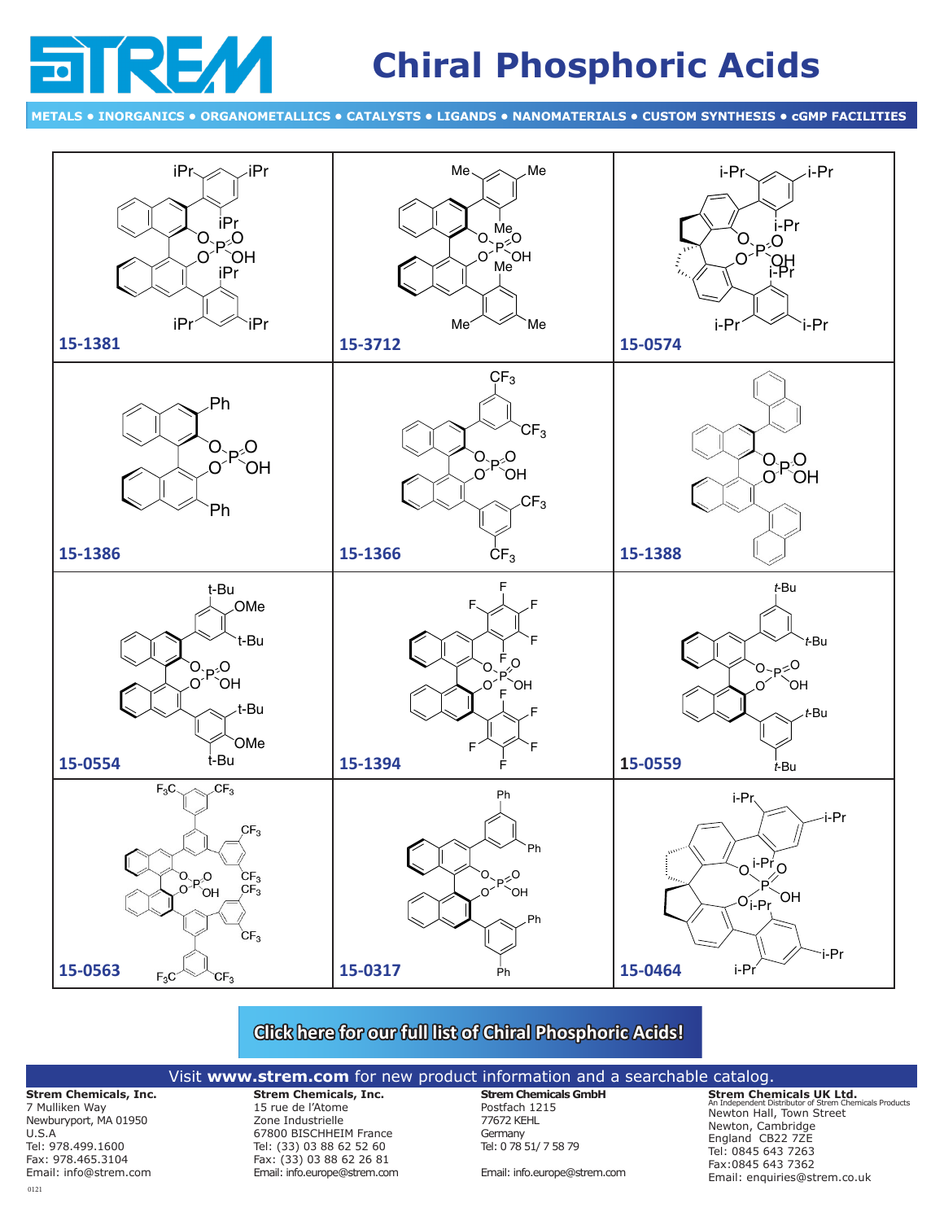# Chiral Phosphoric Acids

METALS • INORGANICS • ORGANOMETALLICS • CATALYSTS • LIGANDS • NANOMATERIALS • CUSTOM SYNTHESIS • cGMP FACILITIES

| | | |
|---|---|---|
| 15-1381 | 15-3712 | 15-0574 |
| 15-1386 | 15-1366 | 15-1388 |
| 15-0554 | 15-1394 | 15-0559 |
| 15-0563 | 15-0317 | 15-0464 |

**Click here for our full list of Chiral Phosphoric Acids!**

Visit **www.strem.com** for new product information and a searchable catalog.

**Strem Chemicals, Inc.**
7 Mulliken Way
Newburyport, MA 01950
U.S.A
Tel: 978.499.1600
Fax: 978.465.3104
Email: info@strem.com

**Strem Chemicals, Inc.**
15 rue de l'Atome
Zone Industrielle
67800 BISCHHEIM France
Tel: (33) 03 88 62 52 60
Fax: (33) 03 88 62 26 81
Email: info.europe@strem.com

**Strem Chemicals GmbH**
Postfach 1215
77672 KEHL
Germany
Tel: 0 78 51/ 7 58 79
Email: info.europe@strem.com

**Strem Chemicals UK Ltd.**
An Independent Distributor of Strem Chemicals Products
Newton Hall, Town Street
Newton, Cambridge
England CB22 7ZE
Tel: 0845 643 7263
Fax:0845 643 7362
Email: enquiries@strem.co.uk

0121